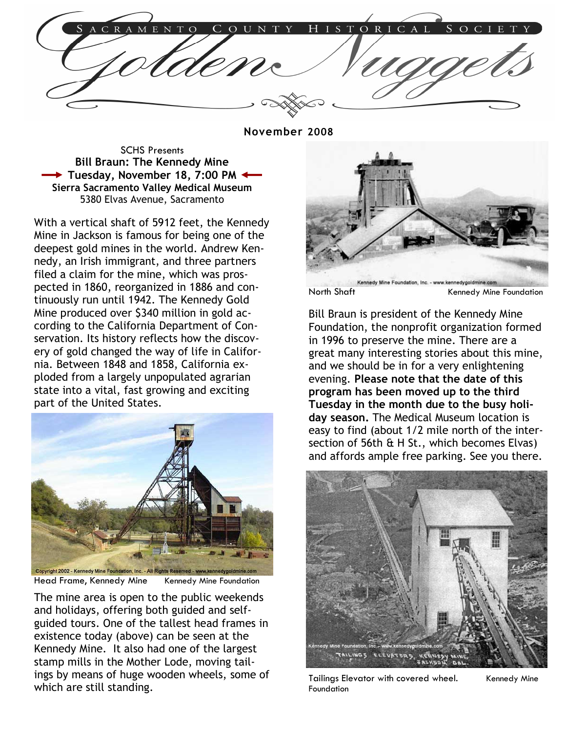# Sacramento County Historical Society

# Golden Nuggets

**November 2008**

SCHS Presents

**Bill Braun: The Kennedy Mine**

**→ Tuesday, November 18, 7:00 PM ←**

**Sierra Sacramento Valley Medical Museum**

5380 Elvas Avenue, Sacramento

With a vertical shaft of 5912 feet, the Kennedy Mine in Jackson is famous for being one of the deepest gold mines in the world. Andrew Kennedy, an Irish immigrant, and three partners filed a claim for the mine, which was prospected in 1860, reorganized in 1886 and continuously run until 1942. The Kennedy Gold Mine produced over $340 million in gold according to the California Department of Conservation. Its history reflects how the discovery of gold changed the way of life in California. Between 1848 and 1858, California exploded from a largely unpopulated agrarian state into a vital, fast growing and exciting part of the United States.

Head Frame, Kennedy Mine    Kennedy Mine Foundation

The mine area is open to the public weekends and holidays, offering both guided and self-guided tours. One of the tallest head frames in existence today (above) can be seen at the Kennedy Mine. It also had one of the largest stamp mills in the Mother Lode, moving tailings by means of huge wooden wheels, some of which are still standing.

North Shaft    Kennedy Mine Foundation

Bill Braun is president of the Kennedy Mine Foundation, the nonprofit organization formed in 1996 to preserve the mine. There are a great many interesting stories about this mine, and we should be in for a very enlightening evening. **Please note that the date of this program has been moved up to the third Tuesday in the month due to the busy holiday season.** The Medical Museum location is easy to find (about 1/2 mile north of the intersection of 56th & H St., which becomes Elvas) and affords ample free parking. See you there.

Tailings Elevator with covered wheel.    Kennedy Mine Foundation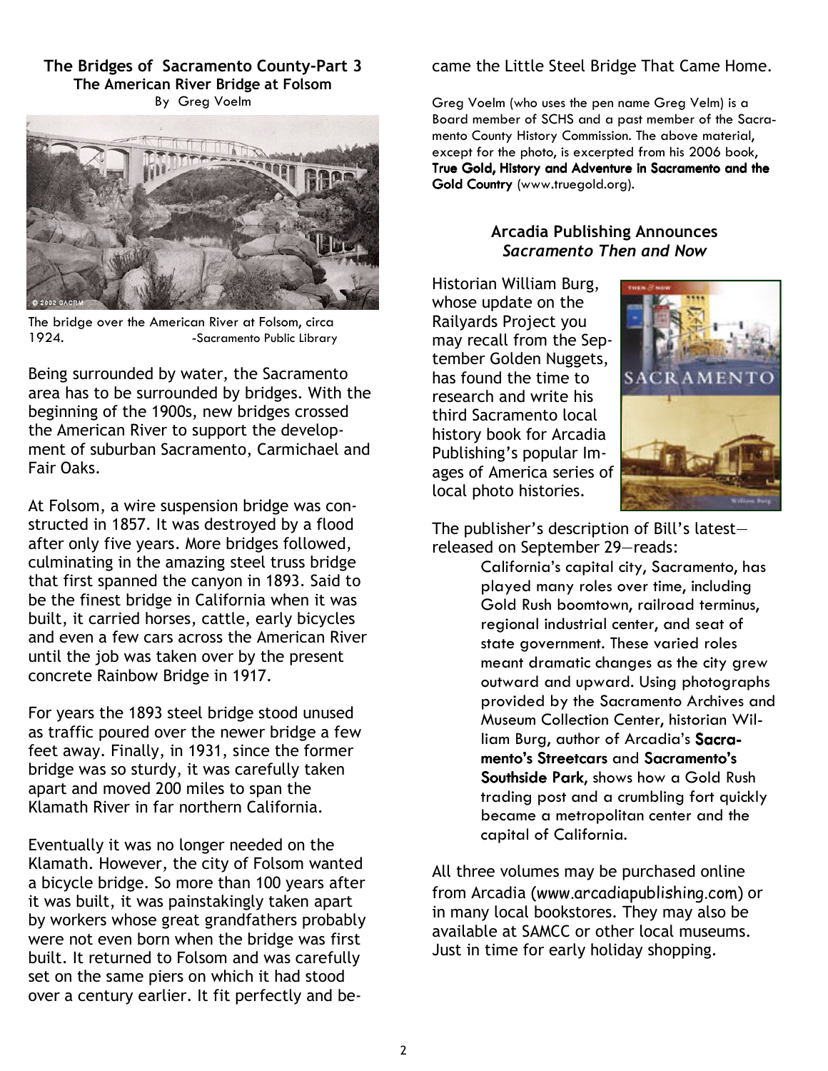## The Bridges of Sacramento County-Part 3
### The American River Bridge at Folsom
By Greg Voelm

The bridge over the American River at Folsom, circa 1924. -Sacramento Public Library

Being surrounded by water, the Sacramento area has to be surrounded by bridges. With the beginning of the 1900s, new bridges crossed the American River to support the development of suburban Sacramento, Carmichael and Fair Oaks.

At Folsom, a wire suspension bridge was constructed in 1857. It was destroyed by a flood after only five years. More bridges followed, culminating in the amazing steel truss bridge that first spanned the canyon in 1893. Said to be the finest bridge in California when it was built, it carried horses, cattle, early bicycles and even a few cars across the American River until the job was taken over by the present concrete Rainbow Bridge in 1917.

For years the 1893 steel bridge stood unused as traffic poured over the newer bridge a few feet away. Finally, in 1931, since the former bridge was so sturdy, it was carefully taken apart and moved 200 miles to span the Klamath River in far northern California.

Eventually it was no longer needed on the Klamath. However, the city of Folsom wanted a bicycle bridge. So more than 100 years after it was built, it was painstakingly taken apart by workers whose great grandfathers probably were not even born when the bridge was first built. It returned to Folsom and was carefully set on the same piers on which it had stood over a century earlier. It fit perfectly and became the Little Steel Bridge That Came Home.

Greg Voelm (who uses the pen name Greg Velm) is a Board member of SCHS and a past member of the Sacramento County History Commission. The above material, except for the photo, is excerpted from his 2006 book, **True Gold, History and Adventure in Sacramento and the Gold Country** (www.truegold.org).

## Arcadia Publishing Announces *Sacramento Then and Now*

Historian William Burg, whose update on the Railyards Project you may recall from the September Golden Nuggets, has found the time to research and write his third Sacramento local history book for Arcadia Publishing's popular Images of America series of local photo histories.

The publisher's description of Bill's latest—released on September 29—reads:

> California's capital city, Sacramento, has played many roles over time, including Gold Rush boomtown, railroad terminus, regional industrial center, and seat of state government. These varied roles meant dramatic changes as the city grew outward and upward. Using photographs provided by the Sacramento Archives and Museum Collection Center, historian William Burg, author of Arcadia's **Sacramento's Streetcars** and **Sacramento's Southside Park**, shows how a Gold Rush trading post and a crumbling fort quickly became a metropolitan center and the capital of California.

All three volumes may be purchased online from Arcadia (www.arcadiapublishing.com) or in many local bookstores. They may also be available at SAMCC or other local museums. Just in time for early holiday shopping.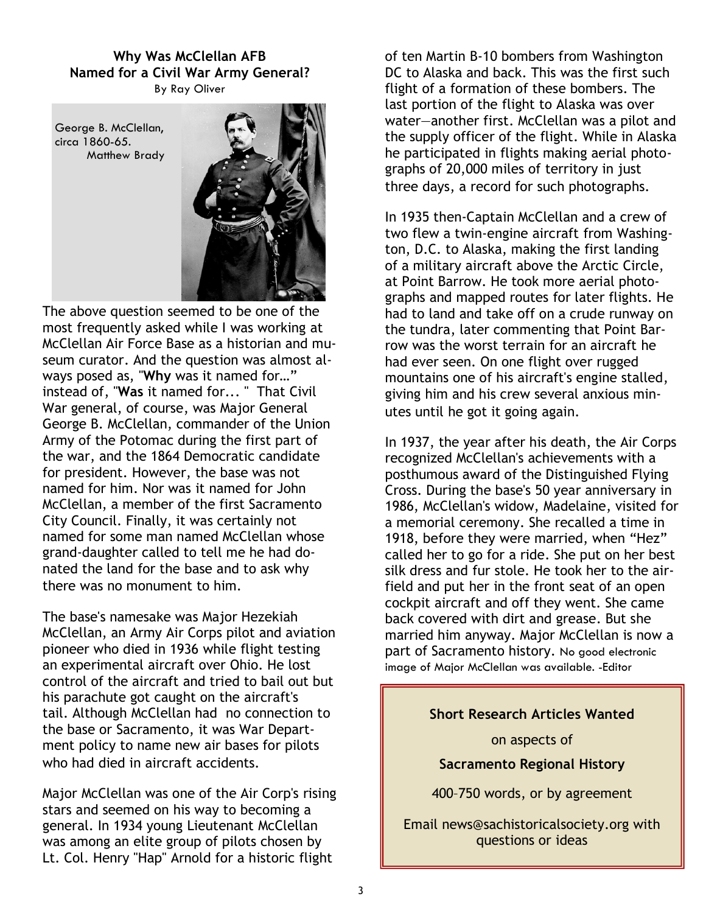### Why Was McClellan AFB Named for a Civil War Army General?

By Ray Oliver

George B. McClellan, circa 1860-65. Matthew Brady

The above question seemed to be one of the most frequently asked while I was working at McClellan Air Force Base as a historian and museum curator. And the question was almost always posed as, "**Why** was it named for…" instead of, "**Was** it named for... " That Civil War general, of course, was Major General George B. McClellan, commander of the Union Army of the Potomac during the first part of the war, and the 1864 Democratic candidate for president. However, the base was not named for him. Nor was it named for John McClellan, a member of the first Sacramento City Council. Finally, it was certainly not named for some man named McClellan whose grand-daughter called to tell me he had donated the land for the base and to ask why there was no monument to him.

The base's namesake was Major Hezekiah McClellan, an Army Air Corps pilot and aviation pioneer who died in 1936 while flight testing an experimental aircraft over Ohio. He lost control of the aircraft and tried to bail out but his parachute got caught on the aircraft's tail. Although McClellan had no connection to the base or Sacramento, it was War Department policy to name new air bases for pilots who had died in aircraft accidents.

Major McClellan was one of the Air Corp's rising stars and seemed on his way to becoming a general. In 1934 young Lieutenant McClellan was among an elite group of pilots chosen by Lt. Col. Henry "Hap" Arnold for a historic flight of ten Martin B-10 bombers from Washington DC to Alaska and back. This was the first such flight of a formation of these bombers. The last portion of the flight to Alaska was over water—another first. McClellan was a pilot and the supply officer of the flight. While in Alaska he participated in flights making aerial photographs of 20,000 miles of territory in just three days, a record for such photographs.

In 1935 then-Captain McClellan and a crew of two flew a twin-engine aircraft from Washington, D.C. to Alaska, making the first landing of a military aircraft above the Arctic Circle, at Point Barrow. He took more aerial photographs and mapped routes for later flights. He had to land and take off on a crude runway on the tundra, later commenting that Point Barrow was the worst terrain for an aircraft he had ever seen. On one flight over rugged mountains one of his aircraft's engine stalled, giving him and his crew several anxious minutes until he got it going again.

In 1937, the year after his death, the Air Corps recognized McClellan's achievements with a posthumous award of the Distinguished Flying Cross. During the base's 50 year anniversary in 1986, McClellan's widow, Madelaine, visited for a memorial ceremony. She recalled a time in 1918, before they were married, when "Hez" called her to go for a ride. She put on her best silk dress and fur stole. He took her to the airfield and put her in the front seat of an open cockpit aircraft and off they went. She came back covered with dirt and grease. But she married him anyway. Major McClellan is now a part of Sacramento history. No good electronic image of Major McClellan was available. -Editor

**Short Research Articles Wanted**

on aspects of

**Sacramento Regional History**

400–750 words, or by agreement

Email news@sachistoricalsociety.org with questions or ideas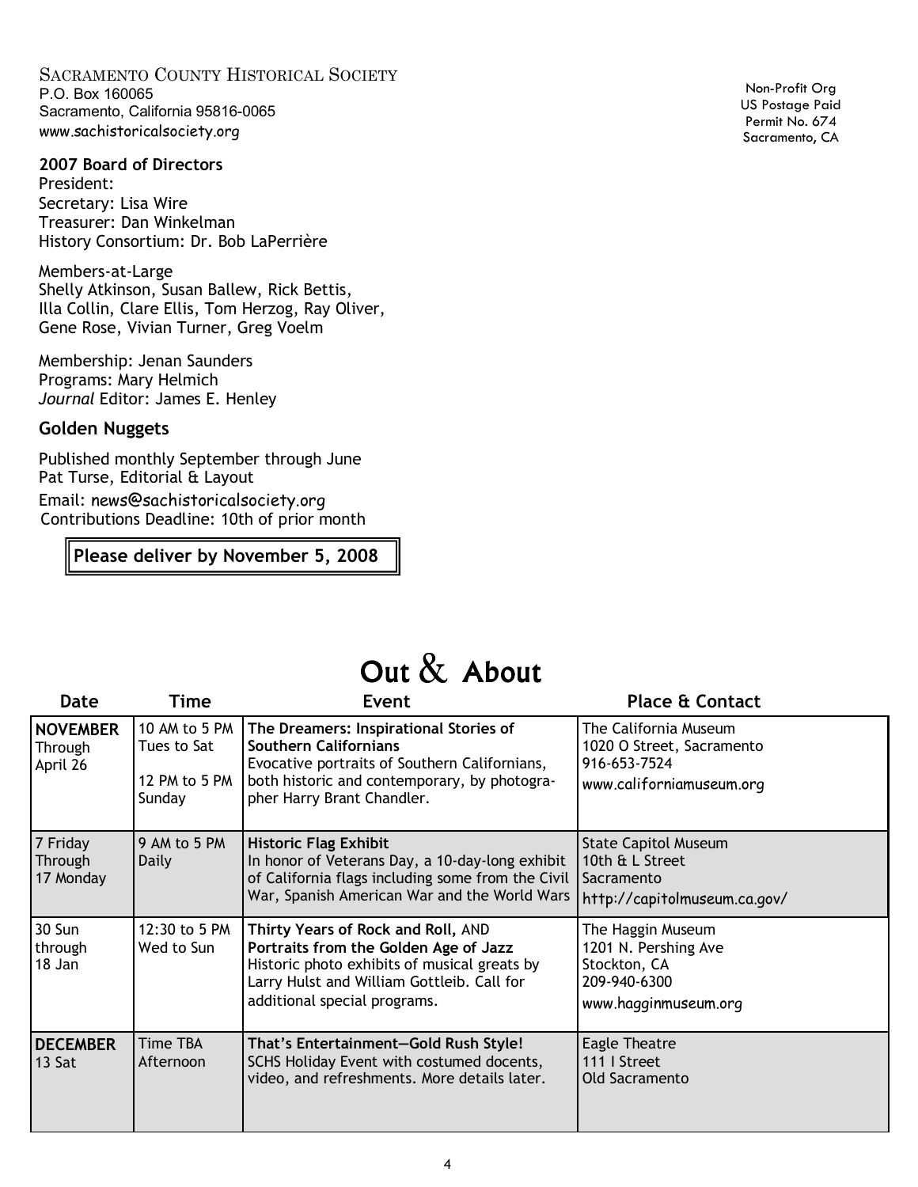SACRAMENTO COUNTY HISTORICAL SOCIETY
P.O. Box 160065
Sacramento, California 95816-0065
www.sachistoricalsociety.org

Non-Profit Org
US Postage Paid
Permit No. 674
Sacramento, CA

**2007 Board of Directors**
President:
Secretary: Lisa Wire
Treasurer: Dan Winkelman
History Consortium: Dr. Bob LaPerrière

Members-at-Large
Shelly Atkinson, Susan Ballew, Rick Bettis, Illa Collin, Clare Ellis, Tom Herzog, Ray Oliver, Gene Rose, Vivian Turner, Greg Voelm

Membership: Jenan Saunders
Programs: Mary Helmich
*Journal* Editor: James E. Henley

**Golden Nuggets**

Published monthly September through June
Pat Turse, Editorial & Layout
Email: news@sachistoricalsociety.org
Contributions Deadline: 10th of prior month

**Please deliver by November 5, 2008**

# Out & About

| Date | Time | Event | Place & Contact |
|---|---|---|---|
| **NOVEMBER** Through April 26 | 10 AM to 5 PM Tues to Sat<br>12 PM to 5 PM Sunday | **The Dreamers: Inspirational Stories of Southern Californians** Evocative portraits of Southern Californians, both historic and contemporary, by photographer Harry Brant Chandler. | The California Museum<br>1020 O Street, Sacramento<br>916-653-7524<br>www.californiamuseum.org |
| 7 Friday Through 17 Monday | 9 AM to 5 PM Daily | **Historic Flag Exhibit** In honor of Veterans Day, a 10-day-long exhibit of California flags including some from the Civil War, Spanish American War and the World Wars | State Capitol Museum<br>10th & L Street<br>Sacramento<br>http://capitolmuseum.ca.gov/ |
| 30 Sun through 18 Jan | 12:30 to 5 PM Wed to Sun | **Thirty Years of Rock and Roll,** AND **Portraits from the Golden Age of Jazz** Historic photo exhibits of musical greats by Larry Hulst and William Gottleib. Call for additional special programs. | The Haggin Museum<br>1201 N. Pershing Ave<br>Stockton, CA<br>209-940-6300<br>www.hagginmuseum.org |
| **DECEMBER** 13 Sat | Time TBA Afternoon | **That's Entertainment—Gold Rush Style!** SCHS Holiday Event with costumed docents, video, and refreshments. More details later. | Eagle Theatre<br>111 I Street<br>Old Sacramento |